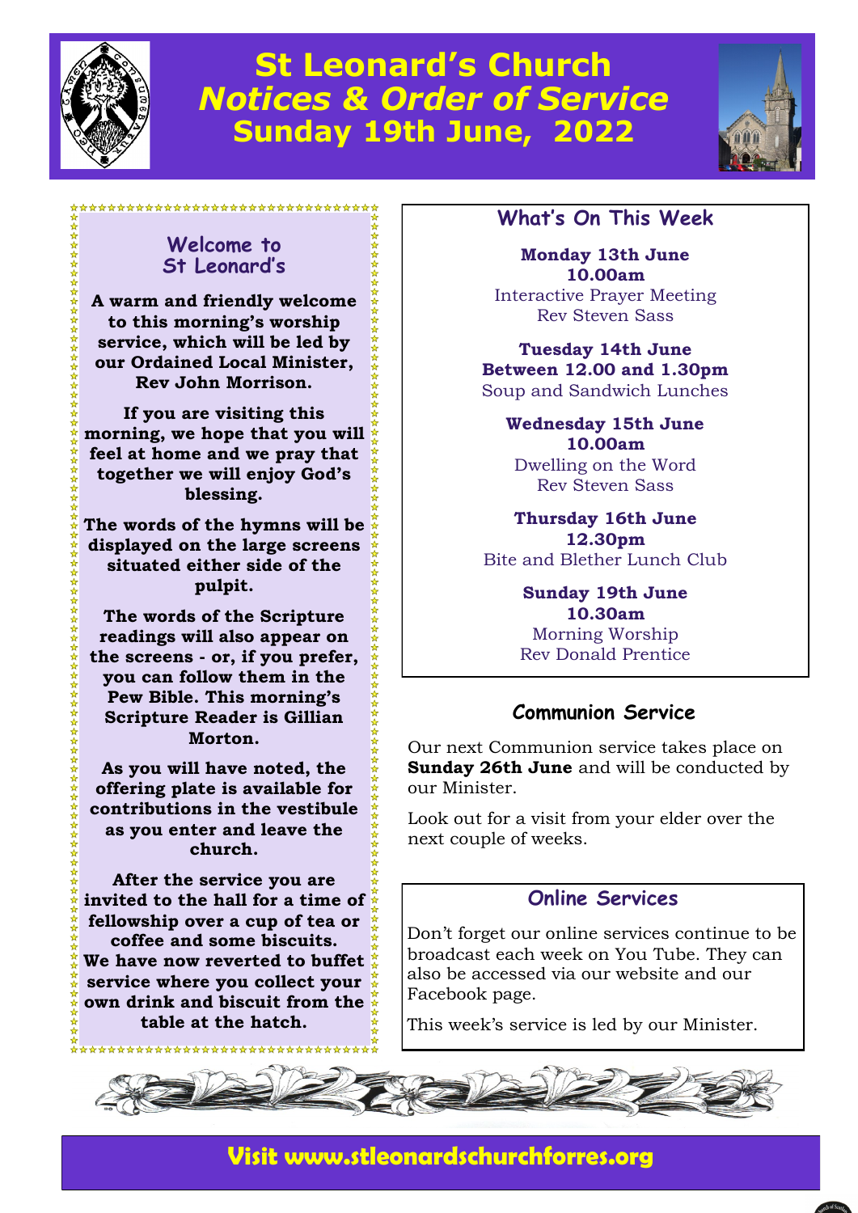# St Leonard's Church
## *Notices & Order of Service*
## Sunday 19th June, 2022

### Welcome to St Leonard's

**A warm and friendly welcome to this morning's worship service, which will be led by our Ordained Local Minister, Rev John Morrison.**

**If you are visiting this morning, we hope that you will feel at home and we pray that together we will enjoy God's blessing.**

**The words of the hymns will be displayed on the large screens situated either side of the pulpit.**

**The words of the Scripture readings will also appear on the screens - or, if you prefer, you can follow them in the Pew Bible. This morning's Scripture Reader is Gillian Morton.**

**As you will have noted, the offering plate is available for contributions in the vestibule as you enter and leave the church.**

**After the service you are invited to the hall for a time of fellowship over a cup of tea or coffee and some biscuits. We have now reverted to buffet service where you collect your own drink and biscuit from the table at the hatch.**

### What's On This Week

**Monday 13th June**
**10.00am**
Interactive Prayer Meeting
Rev Steven Sass

**Tuesday 14th June**
**Between 12.00 and 1.30pm**
Soup and Sandwich Lunches

**Wednesday 15th June**
**10.00am**
Dwelling on the Word
Rev Steven Sass

**Thursday 16th June**
**12.30pm**
Bite and Blether Lunch Club

**Sunday 19th June**
**10.30am**
Morning Worship
Rev Donald Prentice

### Communion Service

Our next Communion service takes place on **Sunday 26th June** and will be conducted by our Minister.

Look out for a visit from your elder over the next couple of weeks.

### Online Services

Don't forget our online services continue to be broadcast each week on You Tube. They can also be accessed via our website and our Facebook page.

This week's service is led by our Minister.

**Visit www.stleonardschurchforres.org**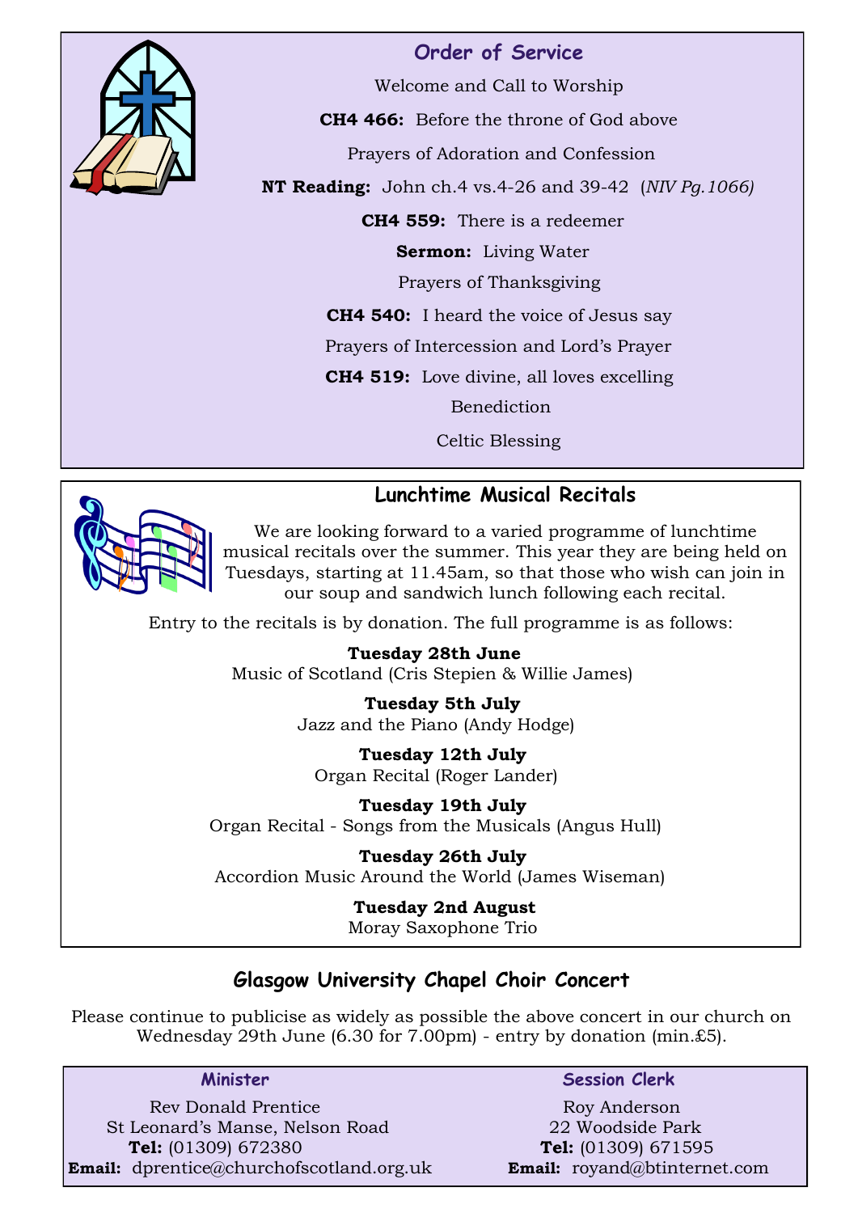## Order of Service

Welcome and Call to Worship

**CH4 466:** Before the throne of God above

Prayers of Adoration and Confession

**NT Reading:** John ch.4 vs.4-26 and 39-42 (*NIV Pg.1066)*

**CH4 559:** There is a redeemer

**Sermon:** Living Water

Prayers of Thanksgiving

**CH4 540:** I heard the voice of Jesus say

Prayers of Intercession and Lord's Prayer

**CH4 519:** Love divine, all loves excelling

Benediction

Celtic Blessing

## Lunchtime Musical Recitals

We are looking forward to a varied programme of lunchtime musical recitals over the summer. This year they are being held on Tuesdays, starting at 11.45am, so that those who wish can join in our soup and sandwich lunch following each recital.

Entry to the recitals is by donation. The full programme is as follows:

**Tuesday 28th June**
Music of Scotland (Cris Stepien & Willie James)

**Tuesday 5th July**
Jazz and the Piano (Andy Hodge)

**Tuesday 12th July**
Organ Recital (Roger Lander)

**Tuesday 19th July**
Organ Recital - Songs from the Musicals (Angus Hull)

**Tuesday 26th July**
Accordion Music Around the World (James Wiseman)

**Tuesday 2nd August**
Moray Saxophone Trio

## Glasgow University Chapel Choir Concert

Please continue to publicise as widely as possible the above concert in our church on Wednesday 29th June (6.30 for 7.00pm) - entry by donation (min.£5).

| Minister | Session Clerk |
|---|---|
| Rev Donald Prentice | Roy Anderson |
| St Leonard's Manse, Nelson Road | 22 Woodside Park |
| **Tel:** (01309) 672380 | **Tel:** (01309) 671595 |
| **Email:** dprentice@churchofscotland.org.uk | **Email:** royand@btinternet.com |